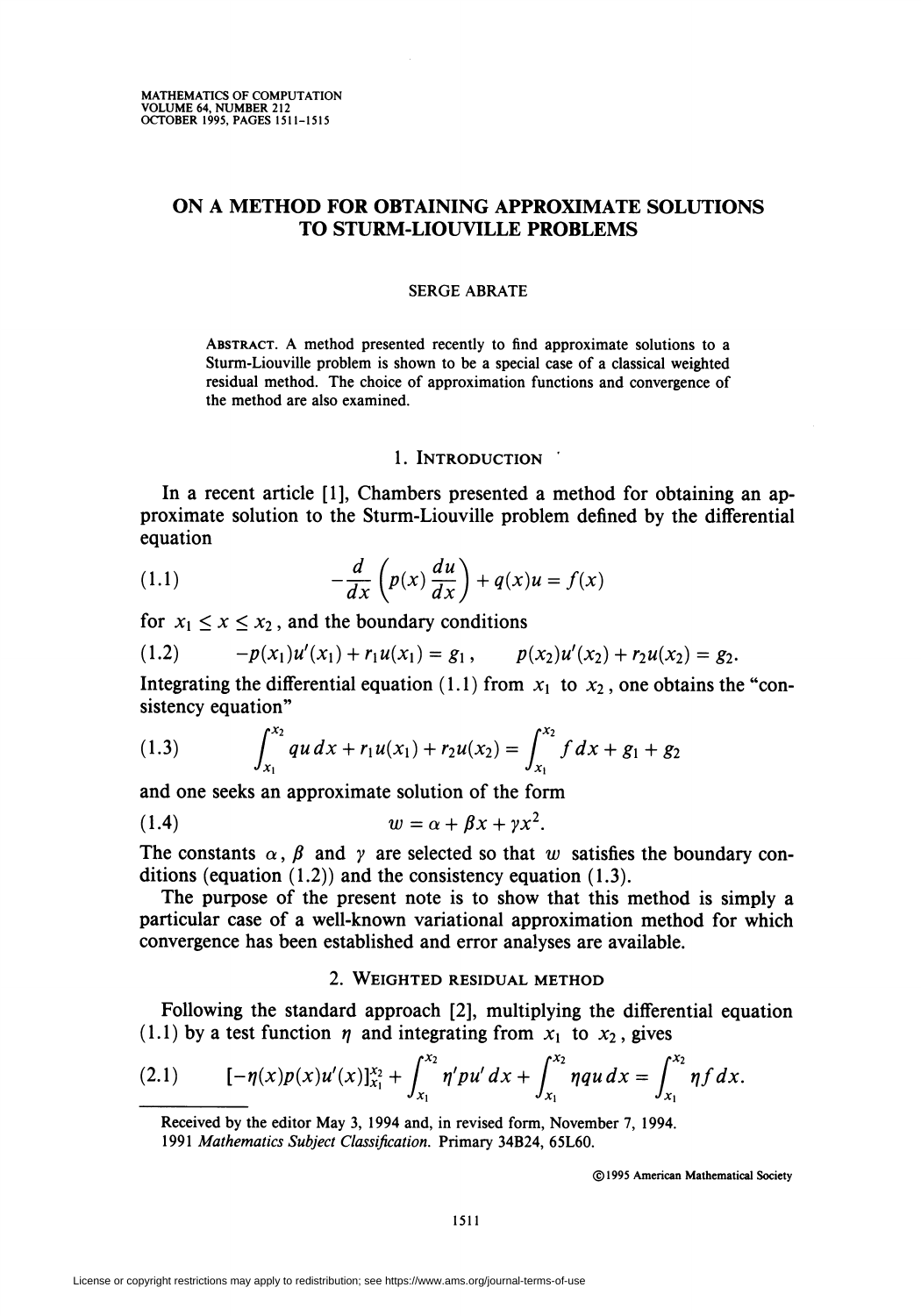# ON A METHOD FOR OBTAINING APPROXIMATE SOLUTIONS TO STURM-LIOUVILLE PROBLEMS

SERGE ABRATE

ABSTRACT. A method presented recently to find approximate solutions to a Sturm-Liouville problem is shown to be a special case of a classical weighted residual method. The choice of approximation functions and convergence of the method are also examined.

## 1. INTRODUCTION

In a recent article [1], Chambers presented a method for obtaining an approximate solution to the Sturm-Liouville problem defined by the differential equation

$$-\frac{d}{dx}\left(p(x)\frac{du}{dx}\right) + q(x)u = f(x) \tag{1.1}$$

for $x_1 \leq x \leq x_2$, and the boundary conditions

$$-p(x_1)u'(x_1) + r_1 u(x_1) = g_1, \qquad p(x_2)u'(x_2) + r_2 u(x_2) = g_2. \tag{1.2}$$

Integrating the differential equation (1.1) from $x_1$ to $x_2$, one obtains the "consistency equation"

$$\int_{x_1}^{x_2} qu\,dx + r_1 u(x_1) + r_2 u(x_2) = \int_{x_1}^{x_2} f\,dx + g_1 + g_2 \tag{1.3}$$

and one seeks an approximate solution of the form

$$w = \alpha + \beta x + \gamma x^2. \tag{1.4}$$

The constants $\alpha$, $\beta$ and $\gamma$ are selected so that $w$ satisfies the boundary conditions (equation (1.2)) and the consistency equation (1.3).

The purpose of the present note is to show that this method is simply a particular case of a well-known variational approximation method for which convergence has been established and error analyses are available.

## 2. WEIGHTED RESIDUAL METHOD

Following the standard approach [2], multiplying the differential equation (1.1) by a test function $\eta$ and integrating from $x_1$ to $x_2$, gives

$$[-\eta(x)p(x)u'(x)]_{x_1}^{x_2} + \int_{x_1}^{x_2} \eta' p u'\,dx + \int_{x_1}^{x_2} \eta q u\,dx = \int_{x_1}^{x_2} \eta f\,dx. \tag{2.1}$$

Received by the editor May 3, 1994 and, in revised form, November 7, 1994.
1991 *Mathematics Subject Classification*. Primary 34B24, 65L60.

©1995 American Mathematical Society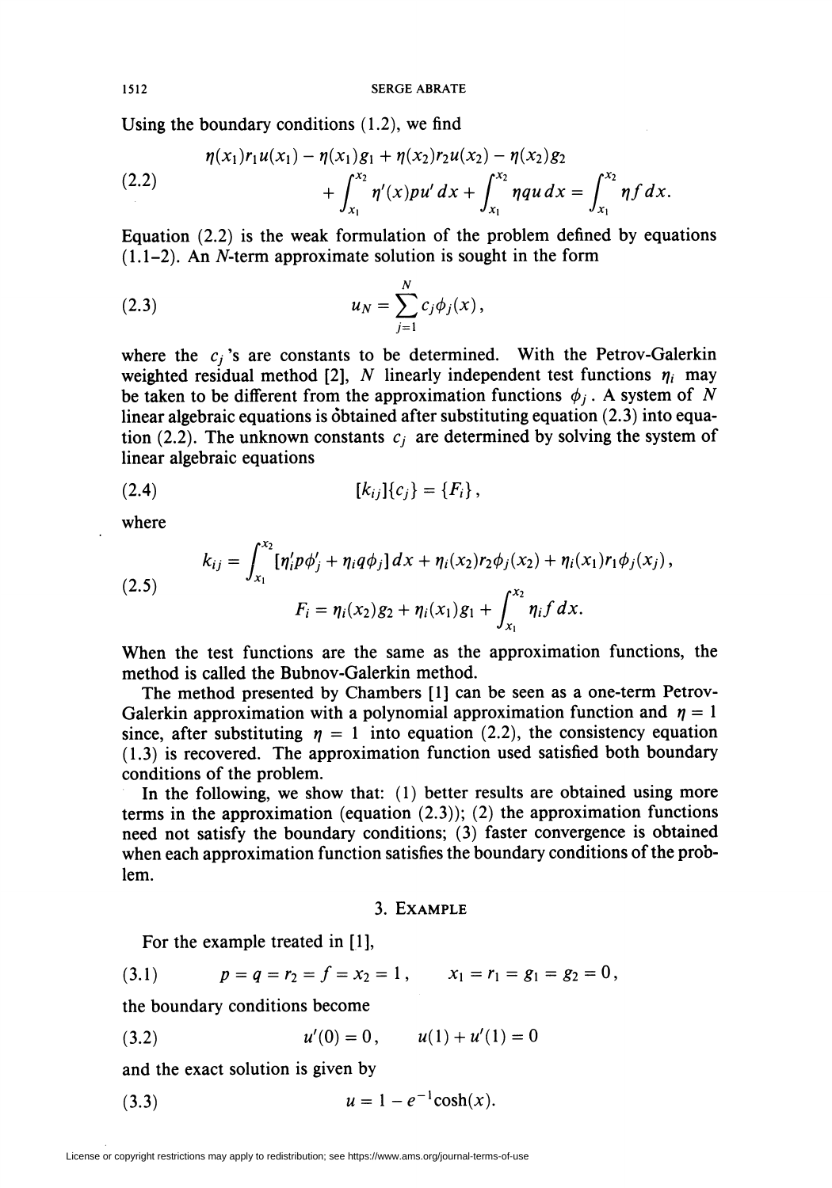Using the boundary conditions (1.2), we find

$$
\begin{aligned}
\eta(x_1)r_1u(x_1) - \eta(x_1)g_1 + \eta(x_2)r_2u(x_2) - \eta(x_2)g_2 \\
+ \int_{x_1}^{x_2} \eta'(x)pu'\,dx + \int_{x_1}^{x_2} \eta qu\,dx = \int_{x_1}^{x_2} \eta f\,dx.
\end{aligned}
\tag{2.2}
$$

Equation (2.2) is the weak formulation of the problem defined by equations (1.1–2). An $N$-term approximate solution is sought in the form

$$
u_N = \sum_{j=1}^{N} c_j\phi_j(x), \tag{2.3}
$$

where the $c_j$'s are constants to be determined. With the Petrov-Galerkin weighted residual method [2], $N$ linearly independent test functions $\eta_i$ may be taken to be different from the approximation functions $\phi_j$. A system of $N$ linear algebraic equations is obtained after substituting equation (2.3) into equation (2.2). The unknown constants $c_j$ are determined by solving the system of linear algebraic equations

$$
[k_{ij}]\{c_j\} = \{F_i\}, \tag{2.4}
$$

where

$$
\begin{aligned}
k_{ij} &= \int_{x_1}^{x_2} [\eta_i' p\phi_j' + \eta_i q\phi_j]\,dx + \eta_i(x_2)r_2\phi_j(x_2) + \eta_i(x_1)r_1\phi_j(x_j), \\
F_i &= \eta_i(x_2)g_2 + \eta_i(x_1)g_1 + \int_{x_1}^{x_2} \eta_i f\,dx.
\end{aligned}
\tag{2.5}
$$

When the test functions are the same as the approximation functions, the method is called the Bubnov-Galerkin method.

The method presented by Chambers [1] can be seen as a one-term Petrov-Galerkin approximation with a polynomial approximation function and $\eta = 1$ since, after substituting $\eta = 1$ into equation (2.2), the consistency equation (1.3) is recovered. The approximation function used satisfied both boundary conditions of the problem.

In the following, we show that: (1) better results are obtained using more terms in the approximation (equation (2.3)); (2) the approximation functions need not satisfy the boundary conditions; (3) faster convergence is obtained when each approximation function satisfies the boundary conditions of the problem.

## 3. Example

For the example treated in [1],

$$
p = q = r_2 = f = x_2 = 1, \qquad x_1 = r_1 = g_1 = g_2 = 0, \tag{3.1}
$$

the boundary conditions become

$$
u'(0) = 0, \qquad u(1) + u'(1) = 0 \tag{3.2}
$$

and the exact solution is given by

$$
u = 1 - e^{-1}\cosh(x). \tag{3.3}
$$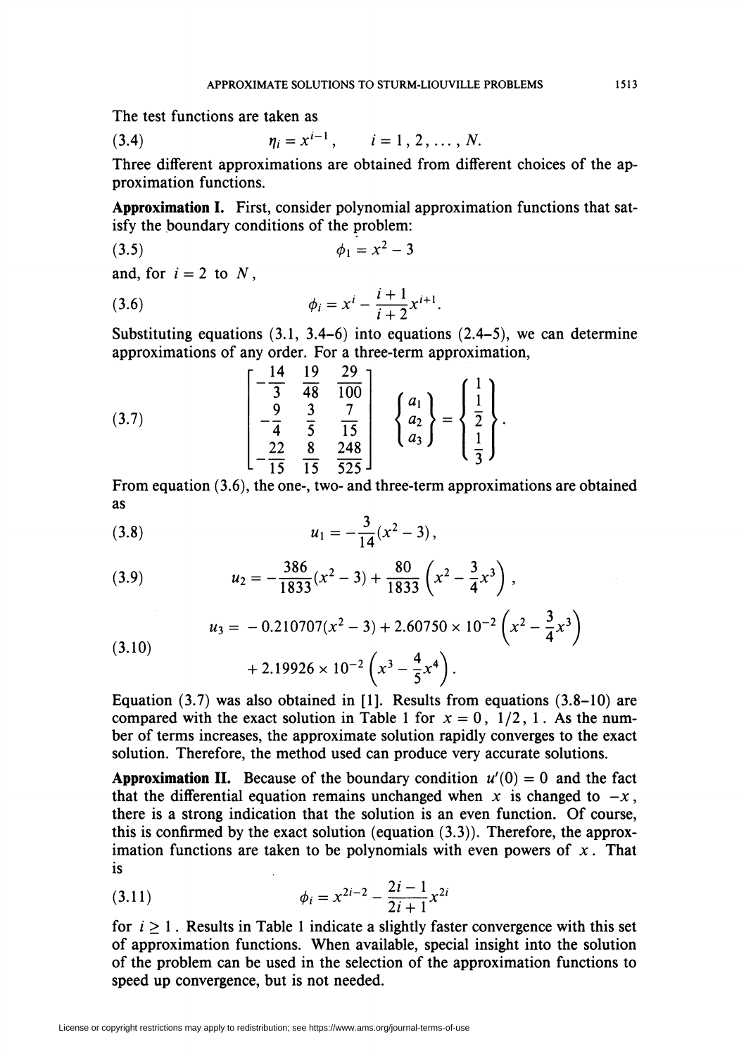The test functions are taken as

$$\eta_i = x^{i-1}, \qquad i = 1, 2, \dots, N. \tag{3.4}$$

Three different approximations are obtained from different choices of the approximation functions.

**Approximation I.** First, consider polynomial approximation functions that satisfy the boundary conditions of the problem:

$$\phi_1 = x^2 - 3 \tag{3.5}$$

and, for $i = 2$ to $N$,

$$\phi_i = x^i - \frac{i+1}{i+2} x^{i+1}. \tag{3.6}$$

Substituting equations (3.1, 3.4–6) into equations (2.4–5), we can determine approximations of any order. For a three-term approximation,

$$\begin{bmatrix} -\frac{14}{3} & \frac{19}{48} & \frac{29}{100} \\ -\frac{9}{4} & \frac{3}{5} & \frac{7}{15} \\ -\frac{22}{15} & \frac{8}{15} & \frac{248}{525} \end{bmatrix} \begin{Bmatrix} a_1 \\ a_2 \\ a_3 \end{Bmatrix} = \begin{Bmatrix} 1 \\ \frac{1}{2} \\ \frac{1}{3} \end{Bmatrix}. \tag{3.7}$$

From equation (3.6), the one-, two- and three-term approximations are obtained as

$$u_1 = -\frac{3}{14}(x^2 - 3), \tag{3.8}$$

$$u_2 = -\frac{386}{1833}(x^2 - 3) + \frac{80}{1833}\left(x^2 - \frac{3}{4}x^3\right), \tag{3.9}$$

$$\begin{aligned} u_3 = &-0.210707(x^2 - 3) + 2.60750 \times 10^{-2}\left(x^2 - \frac{3}{4}x^3\right) \\ &+ 2.19926 \times 10^{-2}\left(x^3 - \frac{4}{5}x^4\right). \end{aligned} \tag{3.10}$$

Equation (3.7) was also obtained in [1]. Results from equations (3.8–10) are compared with the exact solution in Table 1 for $x = 0, 1/2, 1$. As the number of terms increases, the approximate solution rapidly converges to the exact solution. Therefore, the method used can produce very accurate solutions.

**Approximation II.** Because of the boundary condition $u'(0) = 0$ and the fact that the differential equation remains unchanged when $x$ is changed to $-x$, there is a strong indication that the solution is an even function. Of course, this is confirmed by the exact solution (equation (3.3)). Therefore, the approximation functions are taken to be polynomials with even powers of $x$. That is

$$\phi_i = x^{2i-2} - \frac{2i-1}{2i+1} x^{2i} \tag{3.11}$$

for $i \geq 1$. Results in Table 1 indicate a slightly faster convergence with this set of approximation functions. When available, special insight into the solution of the problem can be used in the selection of the approximation functions to speed up convergence, but is not needed.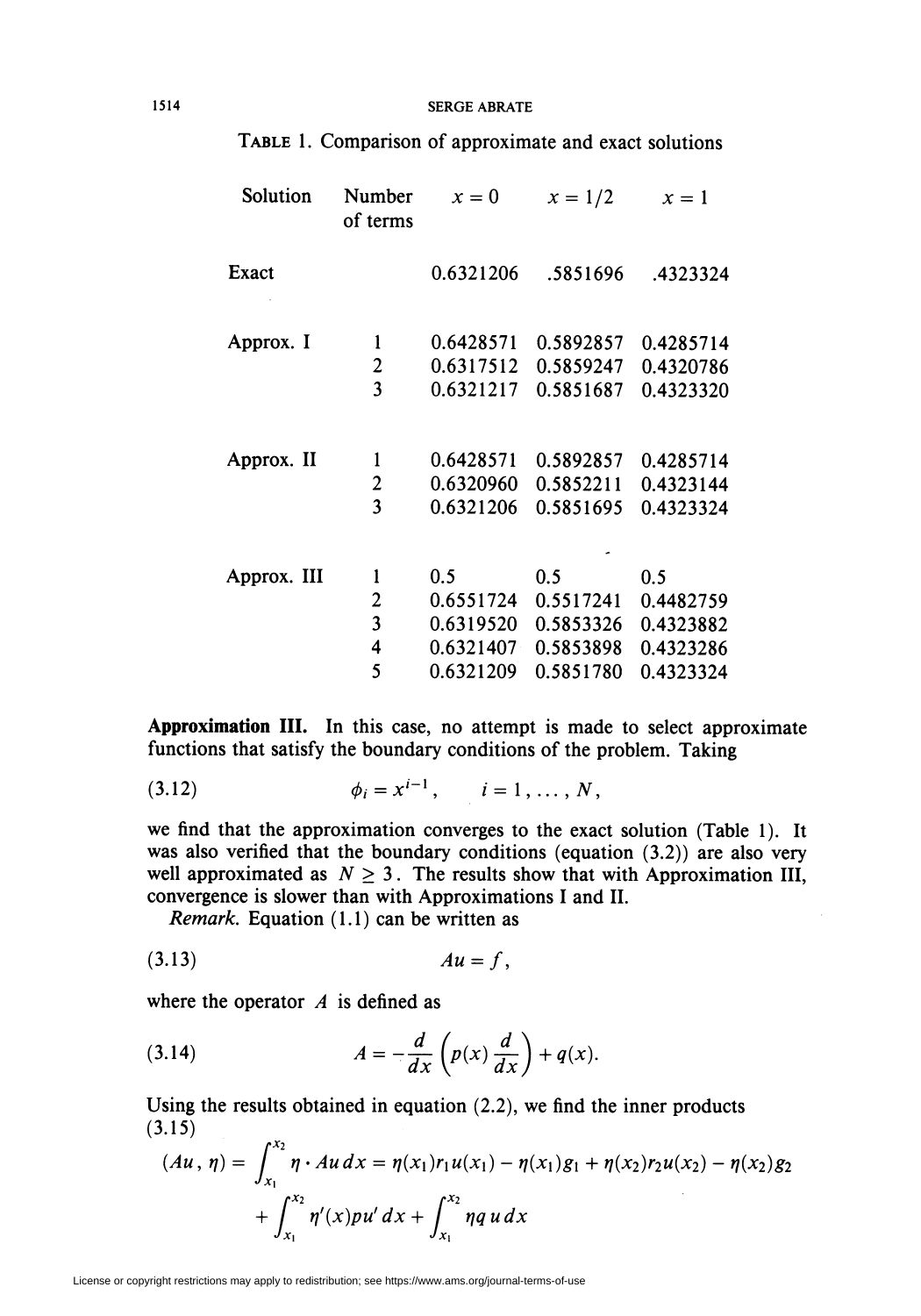TABLE 1. Comparison of approximate and exact solutions

| Solution | Number of terms | $x = 0$ | $x = 1/2$ | $x = 1$ |
|---|---|---|---|---|
| Exact | | 0.6321206 | .5851696 | .4323324 |
| Approx. I | 1 | 0.6428571 | 0.5892857 | 0.4285714 |
| | 2 | 0.6317512 | 0.5859247 | 0.4320786 |
| | 3 | 0.6321217 | 0.5851687 | 0.4323320 |
| Approx. II | 1 | 0.6428571 | 0.5892857 | 0.4285714 |
| | 2 | 0.6320960 | 0.5852211 | 0.4323144 |
| | 3 | 0.6321206 | 0.5851695 | 0.4323324 |
| Approx. III | 1 | 0.5 | 0.5 | 0.5 |
| | 2 | 0.6551724 | 0.5517241 | 0.4482759 |
| | 3 | 0.6319520 | 0.5853326 | 0.4323882 |
| | 4 | 0.6321407 | 0.5853898 | 0.4323286 |
| | 5 | 0.6321209 | 0.5851780 | 0.4323324 |

**Approximation III.** In this case, no attempt is made to select approximate functions that satisfy the boundary conditions of the problem. Taking

$$\phi_i = x^{i-1}, \qquad i = 1, \dots, N, \tag{3.12}$$

we find that the approximation converges to the exact solution (Table 1). It was also verified that the boundary conditions (equation (3.2)) are also very well approximated as $N \geq 3$. The results show that with Approximation III, convergence is slower than with Approximations I and II.

*Remark.* Equation (1.1) can be written as

$$Au = f, \tag{3.13}$$

where the operator $A$ is defined as

$$A = -\frac{d}{dx}\left(p(x)\frac{d}{dx}\right) + q(x). \tag{3.14}$$

Using the results obtained in equation (2.2), we find the inner products

$$\begin{aligned}(Au, \eta) = \int_{x_1}^{x_2} \eta \cdot Au\, dx = \eta(x_1) r_1 u(x_1) - \eta(x_1) g_1 + \eta(x_2) r_2 u(x_2) - \eta(x_2) g_2 \\ + \int_{x_1}^{x_2} \eta'(x) p u'\, dx + \int_{x_1}^{x_2} \eta q\, u\, dx\end{aligned} \tag{3.15}$$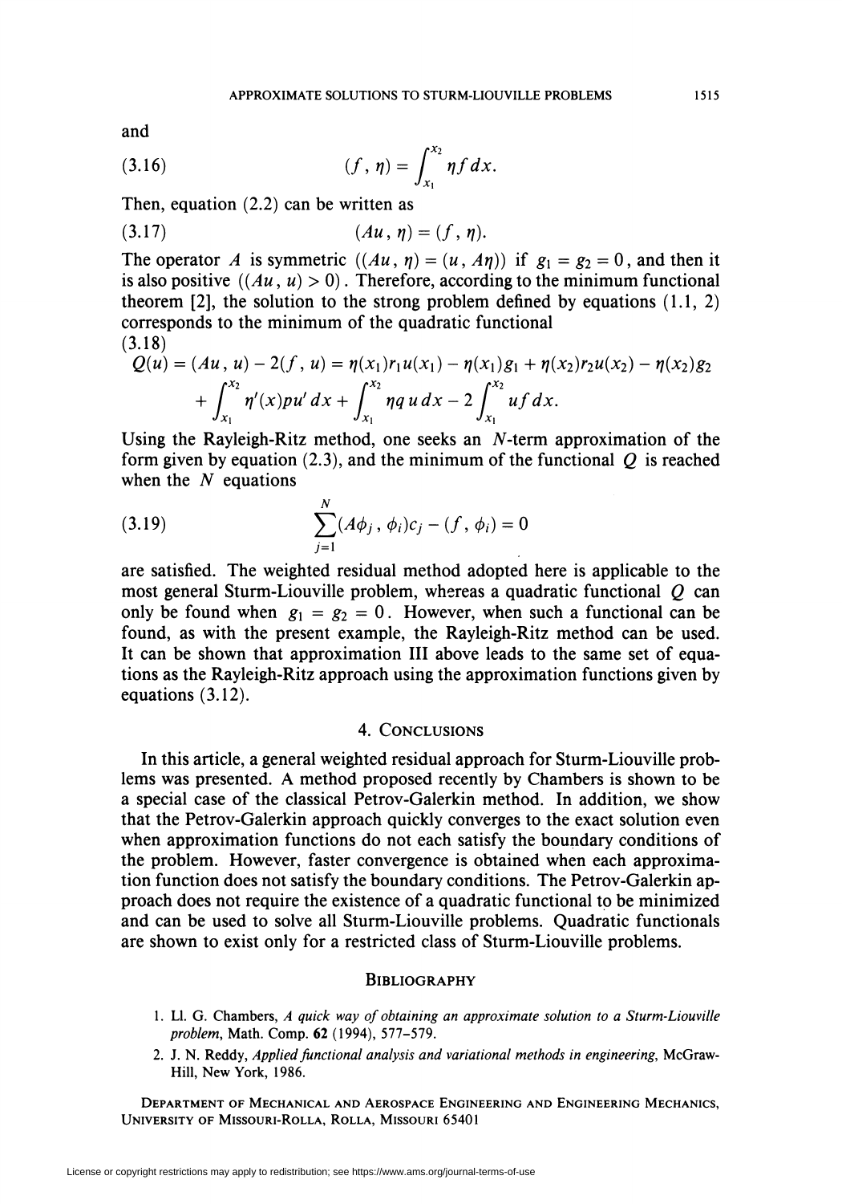and

$$(f, \eta) = \int_{x_1}^{x_2} \eta f \, dx. \tag{3.16}$$

Then, equation (2.2) can be written as

$$(Au, \eta) = (f, \eta). \tag{3.17}$$

The operator $A$ is symmetric ($(Au, \eta) = (u, A\eta)$) if $g_1 = g_2 = 0$, and then it is also positive ($(Au, u) > 0$). Therefore, according to the minimum functional theorem [2], the solution to the strong problem defined by equations (1.1, 2) corresponds to the minimum of the quadratic functional

(3.18)

$$\begin{aligned} Q(u) = (Au, u) - 2(f, u) &= \eta(x_1) r_1 u(x_1) - \eta(x_1) g_1 + \eta(x_2) r_2 u(x_2) - \eta(x_2) g_2 \\ &+ \int_{x_1}^{x_2} \eta'(x) p u' \, dx + \int_{x_1}^{x_2} \eta q \, u \, dx - 2 \int_{x_1}^{x_2} u f \, dx. \end{aligned}$$

Using the Rayleigh-Ritz method, one seeks an $N$-term approximation of the form given by equation (2.3), and the minimum of the functional $Q$ is reached when the $N$ equations

$$\sum_{j=1}^{N} (A\phi_j, \phi_i) c_j - (f, \phi_i) = 0 \tag{3.19}$$

are satisfied. The weighted residual method adopted here is applicable to the most general Sturm-Liouville problem, whereas a quadratic functional $Q$ can only be found when $g_1 = g_2 = 0$. However, when such a functional can be found, as with the present example, the Rayleigh-Ritz method can be used. It can be shown that approximation III above leads to the same set of equations as the Rayleigh-Ritz approach using the approximation functions given by equations (3.12).

## 4. Conclusions

In this article, a general weighted residual approach for Sturm-Liouville problems was presented. A method proposed recently by Chambers is shown to be a special case of the classical Petrov-Galerkin method. In addition, we show that the Petrov-Galerkin approach quickly converges to the exact solution even when approximation functions do not each satisfy the boundary conditions of the problem. However, faster convergence is obtained when each approximation function does not satisfy the boundary conditions. The Petrov-Galerkin approach does not require the existence of a quadratic functional to be minimized and can be used to solve all Sturm-Liouville problems. Quadratic functionals are shown to exist only for a restricted class of Sturm-Liouville problems.

## Bibliography

1. Ll. G. Chambers, *A quick way of obtaining an approximate solution to a Sturm-Liouville problem*, Math. Comp. **62** (1994), 577–579.
2. J. N. Reddy, *Applied functional analysis and variational methods in engineering*, McGraw-Hill, New York, 1986.

Department of Mechanical and Aerospace Engineering and Engineering Mechanics, University of Missouri-Rolla, Rolla, Missouri 65401